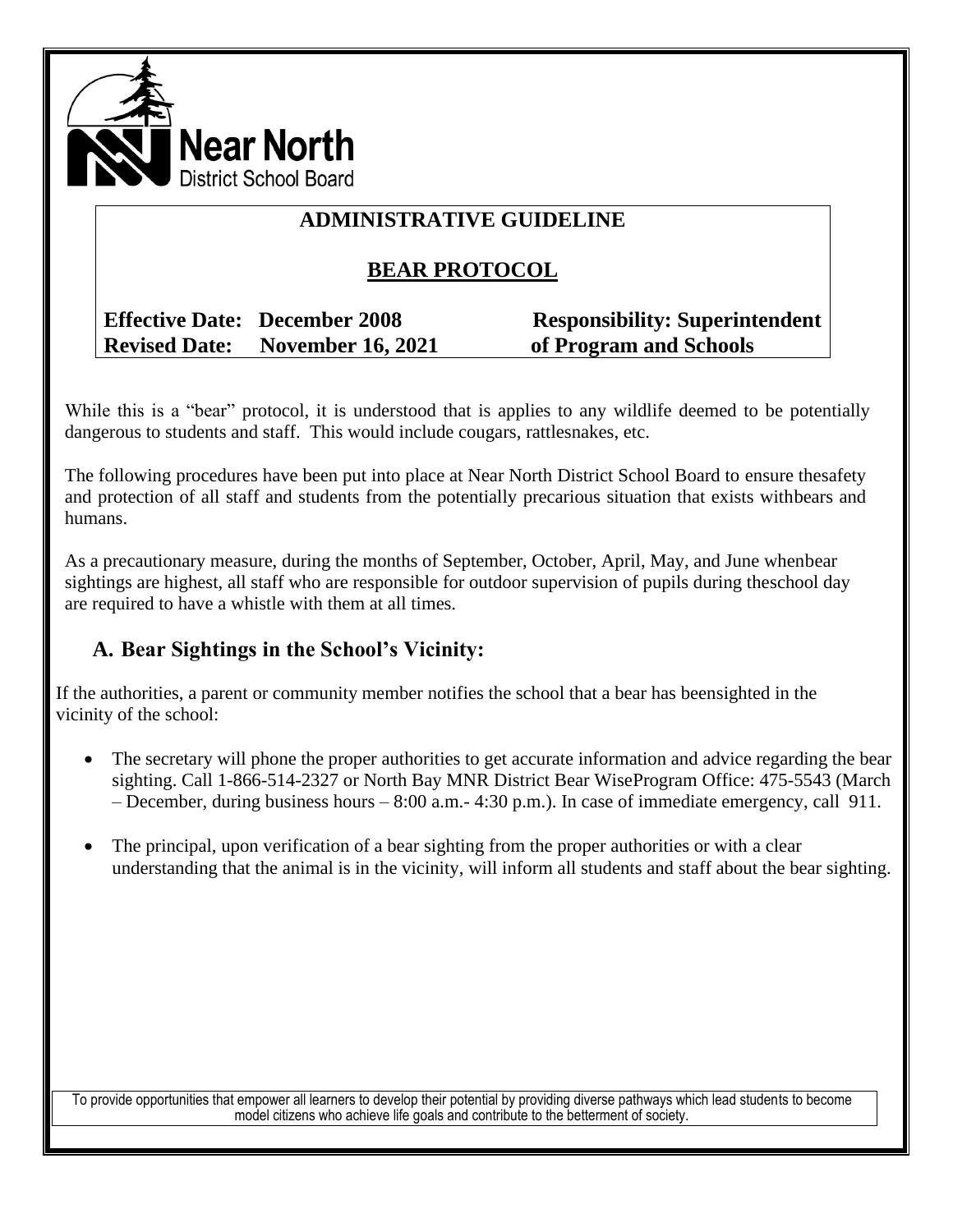Near North District School Board

# ADMINISTRATIVE GUIDELINE

## BEAR PROTOCOL

**Effective Date: December 2008** | **Responsibility: Superintendent of Program and Schools**
**Revised Date: November 16, 2021**

While this is a "bear" protocol, it is understood that is applies to any wildlife deemed to be potentially dangerous to students and staff. This would include cougars, rattlesnakes, etc.

The following procedures have been put into place at Near North District School Board to ensure thesafety and protection of all staff and students from the potentially precarious situation that exists withbears and humans.

As a precautionary measure, during the months of September, October, April, May, and June whenbear sightings are highest, all staff who are responsible for outdoor supervision of pupils during theschool day are required to have a whistle with them at all times.

## A. Bear Sightings in the School's Vicinity:

If the authorities, a parent or community member notifies the school that a bear has beensighted in the vicinity of the school:

- The secretary will phone the proper authorities to get accurate information and advice regarding the bear sighting. Call 1-866-514-2327 or North Bay MNR District Bear WiseProgram Office: 475-5543 (March – December, during business hours – 8:00 a.m.- 4:30 p.m.). In case of immediate emergency, call 911.
- The principal, upon verification of a bear sighting from the proper authorities or with a clear understanding that the animal is in the vicinity, will inform all students and staff about the bear sighting.

To provide opportunities that empower all learners to develop their potential by providing diverse pathways which lead students to become model citizens who achieve life goals and contribute to the betterment of society.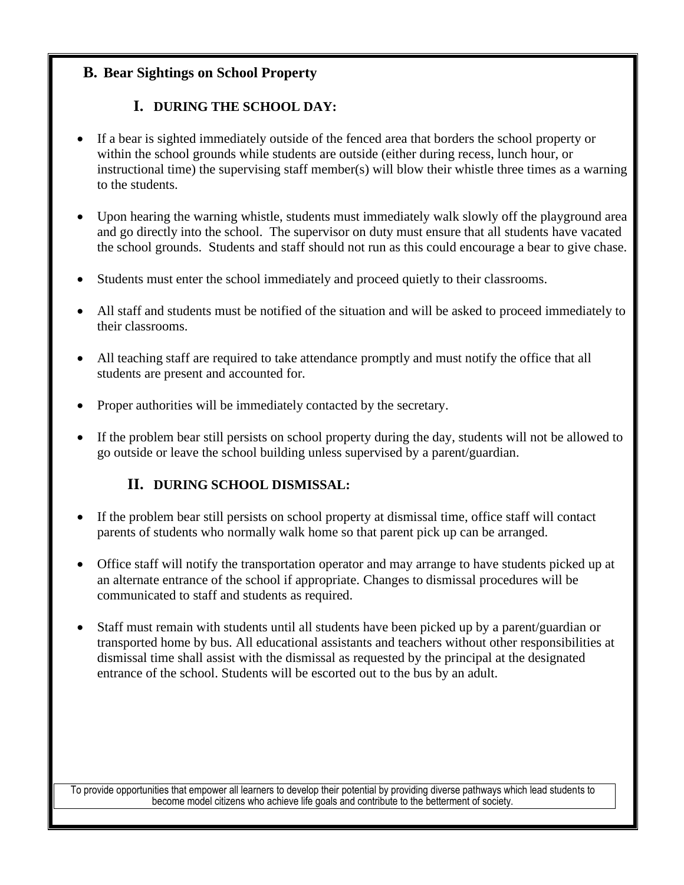## B. Bear Sightings on School Property

### I. DURING THE SCHOOL DAY:

- If a bear is sighted immediately outside of the fenced area that borders the school property or within the school grounds while students are outside (either during recess, lunch hour, or instructional time) the supervising staff member(s) will blow their whistle three times as a warning to the students.

- Upon hearing the warning whistle, students must immediately walk slowly off the playground area and go directly into the school. The supervisor on duty must ensure that all students have vacated the school grounds. Students and staff should not run as this could encourage a bear to give chase.

- Students must enter the school immediately and proceed quietly to their classrooms.

- All staff and students must be notified of the situation and will be asked to proceed immediately to their classrooms.

- All teaching staff are required to take attendance promptly and must notify the office that all students are present and accounted for.

- Proper authorities will be immediately contacted by the secretary.

- If the problem bear still persists on school property during the day, students will not be allowed to go outside or leave the school building unless supervised by a parent/guardian.

### II. DURING SCHOOL DISMISSAL:

- If the problem bear still persists on school property at dismissal time, office staff will contact parents of students who normally walk home so that parent pick up can be arranged.

- Office staff will notify the transportation operator and may arrange to have students picked up at an alternate entrance of the school if appropriate. Changes to dismissal procedures will be communicated to staff and students as required.

- Staff must remain with students until all students have been picked up by a parent/guardian or transported home by bus. All educational assistants and teachers without other responsibilities at dismissal time shall assist with the dismissal as requested by the principal at the designated entrance of the school. Students will be escorted out to the bus by an adult.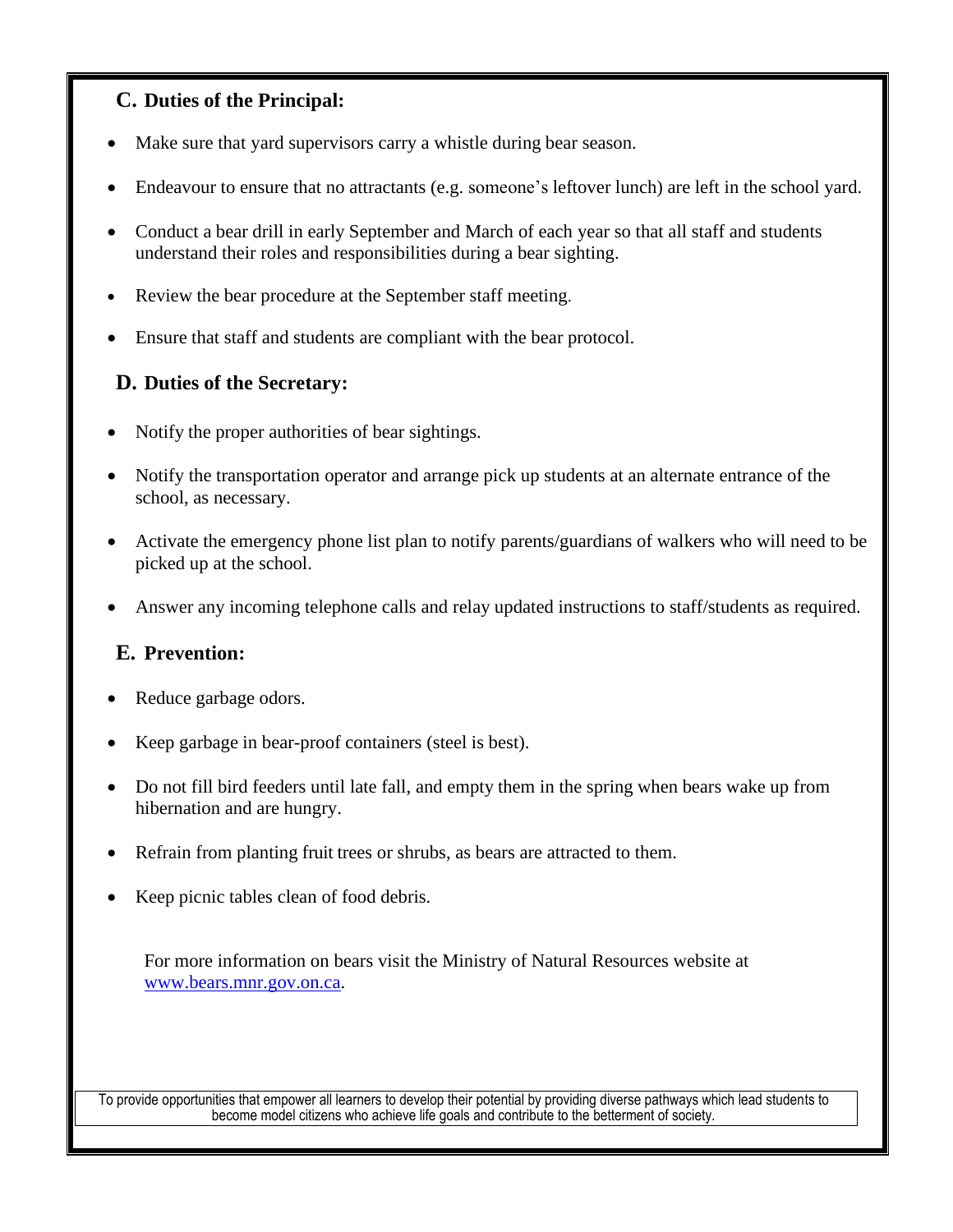## C. Duties of the Principal:

- Make sure that yard supervisors carry a whistle during bear season.
- Endeavour to ensure that no attractants (e.g. someone's leftover lunch) are left in the school yard.
- Conduct a bear drill in early September and March of each year so that all staff and students understand their roles and responsibilities during a bear sighting.
- Review the bear procedure at the September staff meeting.
- Ensure that staff and students are compliant with the bear protocol.

## D. Duties of the Secretary:

- Notify the proper authorities of bear sightings.
- Notify the transportation operator and arrange pick up students at an alternate entrance of the school, as necessary.
- Activate the emergency phone list plan to notify parents/guardians of walkers who will need to be picked up at the school.
- Answer any incoming telephone calls and relay updated instructions to staff/students as required.

## E. Prevention:

- Reduce garbage odors.
- Keep garbage in bear-proof containers (steel is best).
- Do not fill bird feeders until late fall, and empty them in the spring when bears wake up from hibernation and are hungry.
- Refrain from planting fruit trees or shrubs, as bears are attracted to them.
- Keep picnic tables clean of food debris.

For more information on bears visit the Ministry of Natural Resources website at [www.bears.mnr.gov.on.ca](http://www.bears.mnr.gov.on.ca).

To provide opportunities that empower all learners to develop their potential by providing diverse pathways which lead students to become model citizens who achieve life goals and contribute to the betterment of society.